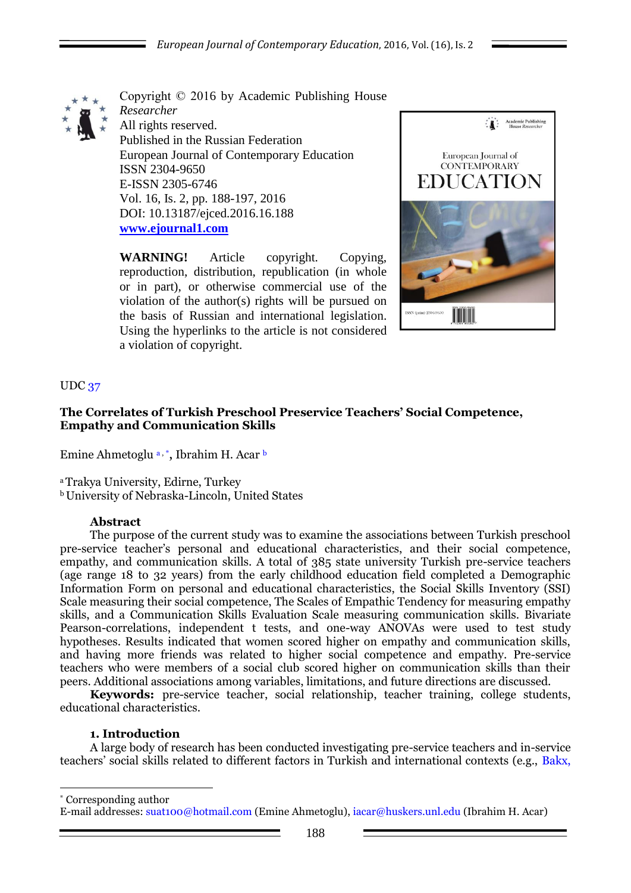Copyright © 2016 by Academic Publishing House *Researcher*
All rights reserved.
Published in the Russian Federation
European Journal of Contemporary Education
ISSN 2304-9650
E-ISSN 2305-6746
Vol. 16, Is. 2, pp. 188-197, 2016
DOI: 10.13187/ejced.2016.16.188
**www.ejournal1.com**

**WARNING!** Article copyright. Copying, reproduction, distribution, republication (in whole or in part), or otherwise commercial use of the violation of the author(s) rights will be pursued on the basis of Russian and international legislation. Using the hyperlinks to the article is not considered a violation of copyright.

UDC 37

**The Correlates of Turkish Preschool Preservice Teachers' Social Competence, Empathy and Communication Skills**

Emine Ahmetoglu [a, *], Ibrahim H. Acar [b]

[a] Trakya University, Edirne, Turkey
[b] University of Nebraska-Lincoln, United States

**Abstract**

The purpose of the current study was to examine the associations between Turkish preschool pre-service teacher's personal and educational characteristics, and their social competence, empathy, and communication skills. A total of 385 state university Turkish pre-service teachers (age range 18 to 32 years) from the early childhood education field completed a Demographic Information Form on personal and educational characteristics, the Social Skills Inventory (SSI) Scale measuring their social competence, The Scales of Empathic Tendency for measuring empathy skills, and a Communication Skills Evaluation Scale measuring communication skills. Bivariate Pearson-correlations, independent t tests, and one-way ANOVAs were used to test study hypotheses. Results indicated that women scored higher on empathy and communication skills, and having more friends was related to higher social competence and empathy. Pre-service teachers who were members of a social club scored higher on communication skills than their peers. Additional associations among variables, limitations, and future directions are discussed.

**Keywords:** pre-service teacher, social relationship, teacher training, college students, educational characteristics.

**1. Introduction**

A large body of research has been conducted investigating pre-service teachers and in-service teachers' social skills related to different factors in Turkish and international contexts (e.g., Bakx,

---

[*] Corresponding author
E-mail addresses: suat100@hotmail.com (Emine Ahmetoglu), iacar@huskers.unl.edu (Ibrahim H. Acar)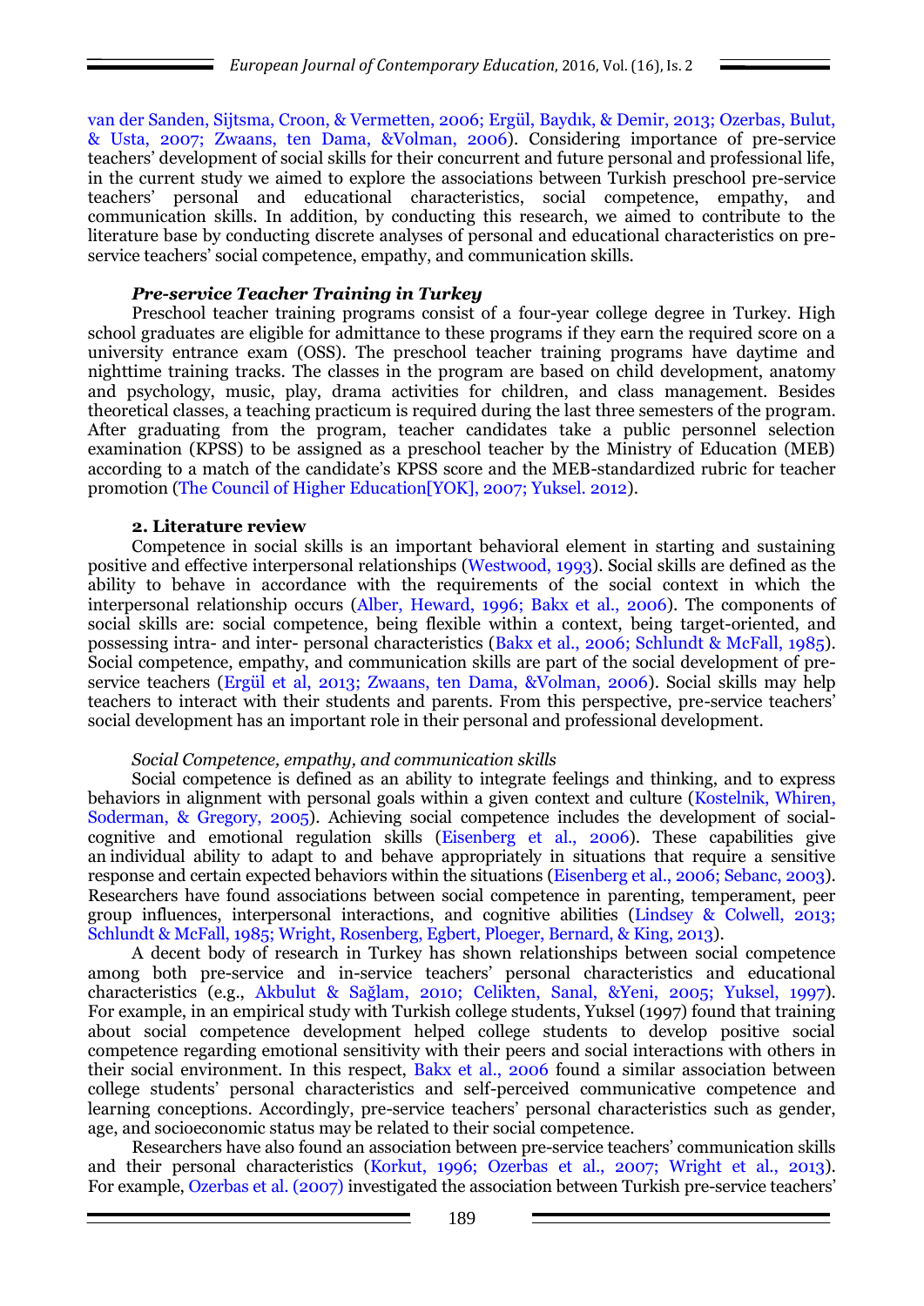van der Sanden, Sijtsma, Croon, & Vermetten, 2006; Ergül, Baydık, & Demir, 2013; Ozerbas, Bulut, & Usta, 2007; Zwaans, ten Dama, &Volman, 2006). Considering importance of pre-service teachers' development of social skills for their concurrent and future personal and professional life, in the current study we aimed to explore the associations between Turkish preschool pre-service teachers' personal and educational characteristics, social competence, empathy, and communication skills. In addition, by conducting this research, we aimed to contribute to the literature base by conducting discrete analyses of personal and educational characteristics on pre-service teachers' social competence, empathy, and communication skills.

### *Pre-service Teacher Training in Turkey*

Preschool teacher training programs consist of a four-year college degree in Turkey. High school graduates are eligible for admittance to these programs if they earn the required score on a university entrance exam (OSS). The preschool teacher training programs have daytime and nighttime training tracks. The classes in the program are based on child development, anatomy and psychology, music, play, drama activities for children, and class management. Besides theoretical classes, a teaching practicum is required during the last three semesters of the program. After graduating from the program, teacher candidates take a public personnel selection examination (KPSS) to be assigned as a preschool teacher by the Ministry of Education (MEB) according to a match of the candidate's KPSS score and the MEB-standardized rubric for teacher promotion (The Council of Higher Education[YOK], 2007; Yuksel. 2012).

## 2. Literature review

Competence in social skills is an important behavioral element in starting and sustaining positive and effective interpersonal relationships (Westwood, 1993). Social skills are defined as the ability to behave in accordance with the requirements of the social context in which the interpersonal relationship occurs (Alber, Heward, 1996; Bakx et al., 2006). The components of social skills are: social competence, being flexible within a context, being target-oriented, and possessing intra- and inter- personal characteristics (Bakx et al., 2006; Schlundt & McFall, 1985). Social competence, empathy, and communication skills are part of the social development of pre-service teachers (Ergül et al, 2013; Zwaans, ten Dama, &Volman, 2006). Social skills may help teachers to interact with their students and parents. From this perspective, pre-service teachers' social development has an important role in their personal and professional development.

*Social Competence, empathy, and communication skills*

Social competence is defined as an ability to integrate feelings and thinking, and to express behaviors in alignment with personal goals within a given context and culture (Kostelnik, Whiren, Soderman, & Gregory, 2005). Achieving social competence includes the development of social-cognitive and emotional regulation skills (Eisenberg et al., 2006). These capabilities give an individual ability to adapt to and behave appropriately in situations that require a sensitive response and certain expected behaviors within the situations (Eisenberg et al., 2006; Sebanc, 2003). Researchers have found associations between social competence in parenting, temperament, peer group influences, interpersonal interactions, and cognitive abilities (Lindsey & Colwell, 2013; Schlundt & McFall, 1985; Wright, Rosenberg, Egbert, Ploeger, Bernard, & King, 2013).

A decent body of research in Turkey has shown relationships between social competence among both pre-service and in-service teachers' personal characteristics and educational characteristics (e.g., Akbulut & Sağlam, 2010; Celikten, Sanal, &Yeni, 2005; Yuksel, 1997). For example, in an empirical study with Turkish college students, Yuksel (1997) found that training about social competence development helped college students to develop positive social competence regarding emotional sensitivity with their peers and social interactions with others in their social environment. In this respect, Bakx et al., 2006 found a similar association between college students' personal characteristics and self-perceived communicative competence and learning conceptions. Accordingly, pre-service teachers' personal characteristics such as gender, age, and socioeconomic status may be related to their social competence.

Researchers have also found an association between pre-service teachers' communication skills and their personal characteristics (Korkut, 1996; Ozerbas et al., 2007; Wright et al., 2013). For example, Ozerbas et al. (2007) investigated the association between Turkish pre-service teachers'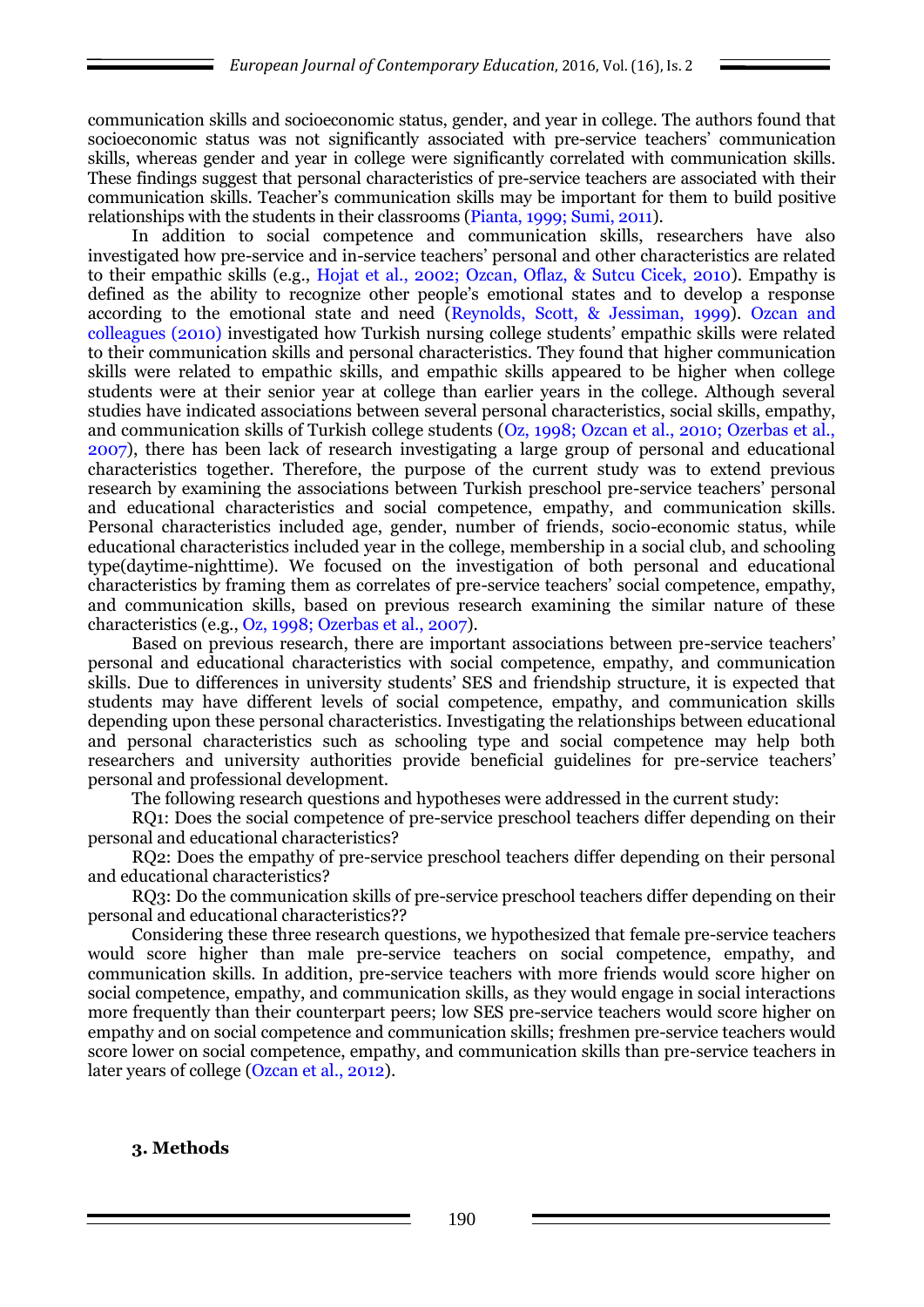communication skills and socioeconomic status, gender, and year in college. The authors found that socioeconomic status was not significantly associated with pre-service teachers' communication skills, whereas gender and year in college were significantly correlated with communication skills. These findings suggest that personal characteristics of pre-service teachers are associated with their communication skills. Teacher's communication skills may be important for them to build positive relationships with the students in their classrooms (Pianta, 1999; Sumi, 2011).

In addition to social competence and communication skills, researchers have also investigated how pre-service and in-service teachers' personal and other characteristics are related to their empathic skills (e.g., Hojat et al., 2002; Ozcan, Oflaz, & Sutcu Cicek, 2010). Empathy is defined as the ability to recognize other people's emotional states and to develop a response according to the emotional state and need (Reynolds, Scott, & Jessiman, 1999). Ozcan and colleagues (2010) investigated how Turkish nursing college students' empathic skills were related to their communication skills and personal characteristics. They found that higher communication skills were related to empathic skills, and empathic skills appeared to be higher when college students were at their senior year at college than earlier years in the college. Although several studies have indicated associations between several personal characteristics, social skills, empathy, and communication skills of Turkish college students (Oz, 1998; Ozcan et al., 2010; Ozerbas et al., 2007), there has been lack of research investigating a large group of personal and educational characteristics together. Therefore, the purpose of the current study was to extend previous research by examining the associations between Turkish preschool pre-service teachers' personal and educational characteristics and social competence, empathy, and communication skills. Personal characteristics included age, gender, number of friends, socio-economic status, while educational characteristics included year in the college, membership in a social club, and schooling type(daytime-nighttime). We focused on the investigation of both personal and educational characteristics by framing them as correlates of pre-service teachers' social competence, empathy, and communication skills, based on previous research examining the similar nature of these characteristics (e.g., Oz, 1998; Ozerbas et al., 2007).

Based on previous research, there are important associations between pre-service teachers' personal and educational characteristics with social competence, empathy, and communication skills. Due to differences in university students' SES and friendship structure, it is expected that students may have different levels of social competence, empathy, and communication skills depending upon these personal characteristics. Investigating the relationships between educational and personal characteristics such as schooling type and social competence may help both researchers and university authorities provide beneficial guidelines for pre-service teachers' personal and professional development.

The following research questions and hypotheses were addressed in the current study:

RQ1: Does the social competence of pre-service preschool teachers differ depending on their personal and educational characteristics?

RQ2: Does the empathy of pre-service preschool teachers differ depending on their personal and educational characteristics?

RQ3: Do the communication skills of pre-service preschool teachers differ depending on their personal and educational characteristics??

Considering these three research questions, we hypothesized that female pre-service teachers would score higher than male pre-service teachers on social competence, empathy, and communication skills. In addition, pre-service teachers with more friends would score higher on social competence, empathy, and communication skills, as they would engage in social interactions more frequently than their counterpart peers; low SES pre-service teachers would score higher on empathy and on social competence and communication skills; freshmen pre-service teachers would score lower on social competence, empathy, and communication skills than pre-service teachers in later years of college (Ozcan et al., 2012).

## 3. Methods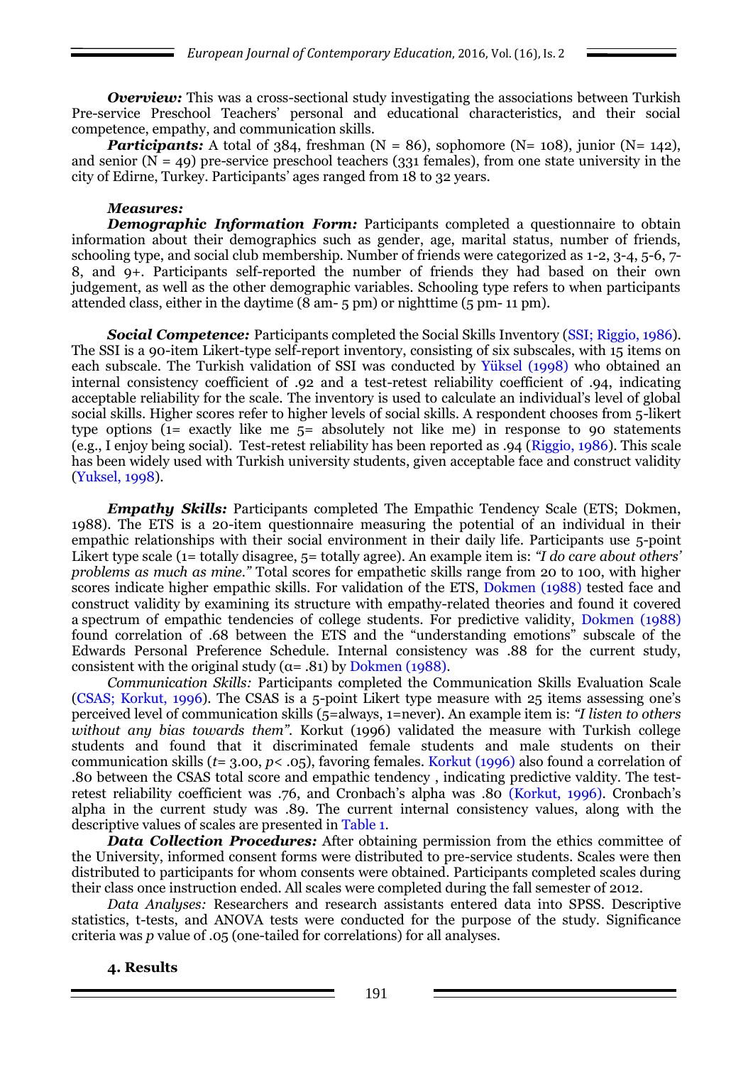***Overview:*** This was a cross-sectional study investigating the associations between Turkish Pre-service Preschool Teachers' personal and educational characteristics, and their social competence, empathy, and communication skills.

***Participants:*** A total of 384, freshman (N = 86), sophomore (N= 108), junior (N= 142), and senior (N = 49) pre-service preschool teachers (331 females), from one state university in the city of Edirne, Turkey. Participants' ages ranged from 18 to 32 years.

***Measures:***

***Demographic Information Form:*** Participants completed a questionnaire to obtain information about their demographics such as gender, age, marital status, number of friends, schooling type, and social club membership. Number of friends were categorized as 1-2, 3-4, 5-6, 7-8, and 9+. Participants self-reported the number of friends they had based on their own judgement, as well as the other demographic variables. Schooling type refers to when participants attended class, either in the daytime (8 am- 5 pm) or nighttime (5 pm- 11 pm).

***Social Competence:*** Participants completed the Social Skills Inventory (SSI; Riggio, 1986). The SSI is a 90-item Likert-type self-report inventory, consisting of six subscales, with 15 items on each subscale. The Turkish validation of SSI was conducted by Yüksel (1998) who obtained an internal consistency coefficient of .92 and a test-retest reliability coefficient of .94, indicating acceptable reliability for the scale. The inventory is used to calculate an individual's level of global social skills. Higher scores refer to higher levels of social skills. A respondent chooses from 5-likert type options (1= exactly like me 5= absolutely not like me) in response to 90 statements (e.g., I enjoy being social). Test-retest reliability has been reported as .94 (Riggio, 1986). This scale has been widely used with Turkish university students, given acceptable face and construct validity (Yuksel, 1998).

***Empathy Skills:*** Participants completed The Empathic Tendency Scale (ETS; Dokmen, 1988). The ETS is a 20-item questionnaire measuring the potential of an individual in their empathic relationships with their social environment in their daily life. Participants use 5-point Likert type scale (1= totally disagree, 5= totally agree). An example item is: *"I do care about others' problems as much as mine."* Total scores for empathetic skills range from 20 to 100, with higher scores indicate higher empathic skills. For validation of the ETS, Dokmen (1988) tested face and construct validity by examining its structure with empathy-related theories and found it covered a spectrum of empathic tendencies of college students. For predictive validity, Dokmen (1988) found correlation of .68 between the ETS and the "understanding emotions" subscale of the Edwards Personal Preference Schedule. Internal consistency was .88 for the current study, consistent with the original study ($\alpha$= .81) by Dokmen (1988).

*Communication Skills:* Participants completed the Communication Skills Evaluation Scale (CSAS; Korkut, 1996). The CSAS is a 5-point Likert type measure with 25 items assessing one's perceived level of communication skills (5=always, 1=never). An example item is: *"I listen to others without any bias towards them"*. Korkut (1996) validated the measure with Turkish college students and found that it discriminated female students and male students on their communication skills ($t$= 3.00, $p$< .05), favoring females. Korkut (1996) also found a correlation of .80 between the CSAS total score and empathic tendency , indicating predictive valdity. The test-retest reliability coefficient was .76, and Cronbach's alpha was .80 (Korkut, 1996). Cronbach's alpha in the current study was .89. The current internal consistency values, along with the descriptive values of scales are presented in Table 1.

***Data Collection Procedures:*** After obtaining permission from the ethics committee of the University, informed consent forms were distributed to pre-service students. Scales were then distributed to participants for whom consents were obtained. Participants completed scales during their class once instruction ended. All scales were completed during the fall semester of 2012.

*Data Analyses:* Researchers and research assistants entered data into SPSS. Descriptive statistics, t-tests, and ANOVA tests were conducted for the purpose of the study. Significance criteria was $p$ value of .05 (one-tailed for correlations) for all analyses.

## 4. Results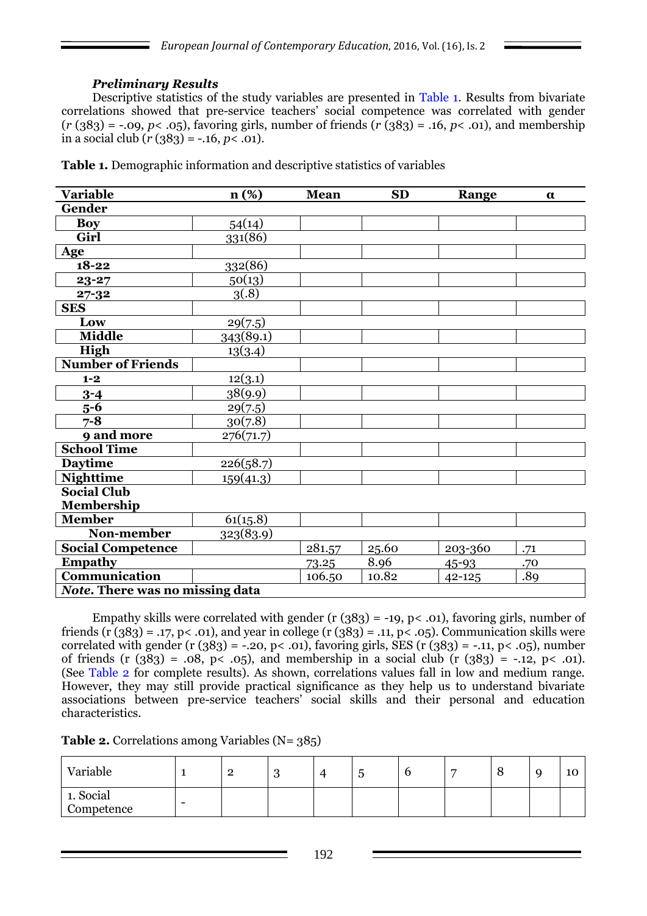### *Preliminary Results*

Descriptive statistics of the study variables are presented in Table 1. Results from bivariate correlations showed that pre-service teachers' social competence was correlated with gender (*r* (383) = -.09, *p*< .05), favoring girls, number of friends (*r* (383) = .16, *p*< .01), and membership in a social club (*r* (383) = -.16, *p*< .01).

**Table 1.** Demographic information and descriptive statistics of variables

| Variable | n (%) | Mean | SD | Range | α |
|---|---|---|---|---|---|
| **Gender** | | | | | |
| **Boy** | 54(14) | | | | |
| **Girl** | 331(86) | | | | |
| **Age** | | | | | |
| **18-22** | 332(86) | | | | |
| **23-27** | 50(13) | | | | |
| **27-32** | 3(.8) | | | | |
| **SES** | | | | | |
| **Low** | 29(7.5) | | | | |
| **Middle** | 343(89.1) | | | | |
| **High** | 13(3.4) | | | | |
| **Number of Friends** | | | | | |
| **1-2** | 12(3.1) | | | | |
| **3-4** | 38(9.9) | | | | |
| **5-6** | 29(7.5) | | | | |
| **7-8** | 30(7.8) | | | | |
| **9 and more** | 276(71.7) | | | | |
| **School Time** | | | | | |
| **Daytime** | 226(58.7) | | | | |
| **Nighttime** | 159(41.3) | | | | |
| **Social Club Membership** | | | | | |
| **Member** | 61(15.8) | | | | |
| **Non-member** | 323(83.9) | | | | |
| **Social Competence** | | 281.57 | 25.60 | 203-360 | .71 |
| **Empathy** | | 73.25 | 8.96 | 45-93 | .70 |
| **Communication** | | 106.50 | 10.82 | 42-125 | .89 |
| ***Note*. There was no missing data** | | | | | |

Empathy skills were correlated with gender (r (383) = -19, p< .01), favoring girls, number of friends (r (383) = .17, p< .01), and year in college (r (383) = .11, p< .05). Communication skills were correlated with gender (r (383) = -.20, p< .01), favoring girls, SES (r (383) = -.11, p< .05), number of friends (r (383) = .08, p< .05), and membership in a social club (r (383) = -.12, p< .01). (See Table 2 for complete results). As shown, correlations values fall in low and medium range. However, they may still provide practical significance as they help us to understand bivariate associations between pre-service teachers' social skills and their personal and education characteristics.

**Table 2.** Correlations among Variables (N= 385)

| Variable | 1 | 2 | 3 | 4 | 5 | 6 | 7 | 8 | 9 | 10 |
|---|---|---|---|---|---|---|---|---|---|---|
| 1. Social Competence | - | | | | | | | | | |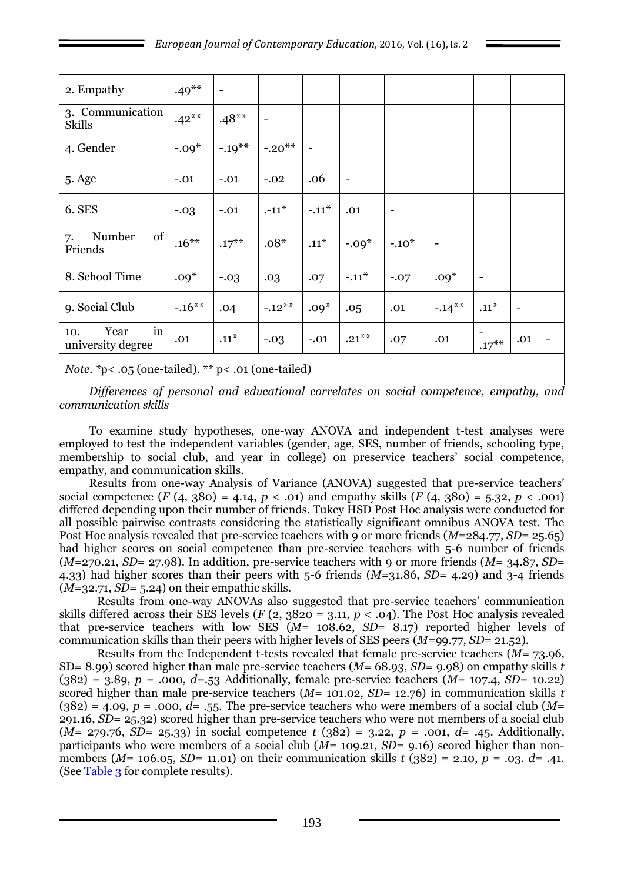| | | | | | | | | | | |
|---|---|---|---|---|---|---|---|---|---|---|
| 2. Empathy | .49** | - | | | | | | | | |
| 3. Communication Skills | .42** | .48** | - | | | | | | | |
| 4. Gender | -.09* | -.19** | -.20** | - | | | | | | |
| 5. Age | -.01 | -.01 | -.02 | .06 | - | | | | | |
| 6. SES | -.03 | -.01 | .-11* | -.11* | .01 | - | | | | |
| 7. Number of Friends | .16** | .17** | .08* | .11* | -.09* | -.10* | - | | | |
| 8. School Time | .09* | -.03 | .03 | .07 | -.11* | -.07 | .09* | - | | |
| 9. Social Club | -.16** | .04 | -.12** | .09* | .05 | .01 | -.14** | .11* | - | |
| 10. Year in university degree | .01 | .11* | -.03 | -.01 | .21** | .07 | .01 | -.17** | .01 | - |

*Note.* *p< .05 (one-tailed). ** p< .01 (one-tailed)

*Differences of personal and educational correlates on social competence, empathy, and communication skills*

To examine study hypotheses, one-way ANOVA and independent t-test analyses were employed to test the independent variables (gender, age, SES, number of friends, schooling type, membership to social club, and year in college) on preservice teachers' social competence, empathy, and communication skills.

Results from one-way Analysis of Variance (ANOVA) suggested that pre-service teachers' social competence ($F$ (4, 380) = 4.14, $p$ < .01) and empathy skills ($F$ (4, 380) = 5.32, $p$ < .001) differed depending upon their number of friends. Tukey HSD Post Hoc analysis were conducted for all possible pairwise contrasts considering the statistically significant omnibus ANOVA test. The Post Hoc analysis revealed that pre-service teachers with 9 or more friends ($M$=284.77, $SD$= 25.65) had higher scores on social competence than pre-service teachers with 5-6 number of friends ($M$=270.21, $SD$= 27.98). In addition, pre-service teachers with 9 or more friends ($M$= 34.87, $SD$= 4.33) had higher scores than their peers with 5-6 friends ($M$=31.86, $SD$= 4.29) and 3-4 friends ($M$=32.71, $SD$= 5.24) on their empathic skills.

Results from one-way ANOVAs also suggested that pre-service teachers' communication skills differed across their SES levels ($F$ (2, 3820 = 3.11, $p$ < .04). The Post Hoc analysis revealed that pre-service teachers with low SES ($M$= 108.62, $SD$= 8.17) reported higher levels of communication skills than their peers with higher levels of SES peers ($M$=99.77, $SD$= 21.52).

Results from the Independent t-tests revealed that female pre-service teachers ($M$= 73.96, SD= 8.99) scored higher than male pre-service teachers ($M$= 68.93, $SD$= 9.98) on empathy skills $t$ (382) = 3.89, $p$ = .000, $d$=.53 Additionally, female pre-service teachers ($M$= 107.4, $SD$= 10.22) scored higher than male pre-service teachers ($M$= 101.02, $SD$= 12.76) in communication skills $t$ (382) = 4.09, $p$ = .000, $d$= .55. The pre-service teachers who were members of a social club ($M$= 291.16, $SD$= 25.32) scored higher than pre-service teachers who were not members of a social club ($M$= 279.76, $SD$= 25.33) in social competence $t$ (382) = 3.22, $p$ = .001, $d$= .45. Additionally, participants who were members of a social club ($M$= 109.21, $SD$= 9.16) scored higher than non-members ($M$= 106.05, $SD$= 11.01) on their communication skills $t$ (382) = 2.10, $p$ = .03. $d$= .41. (See Table 3 for complete results).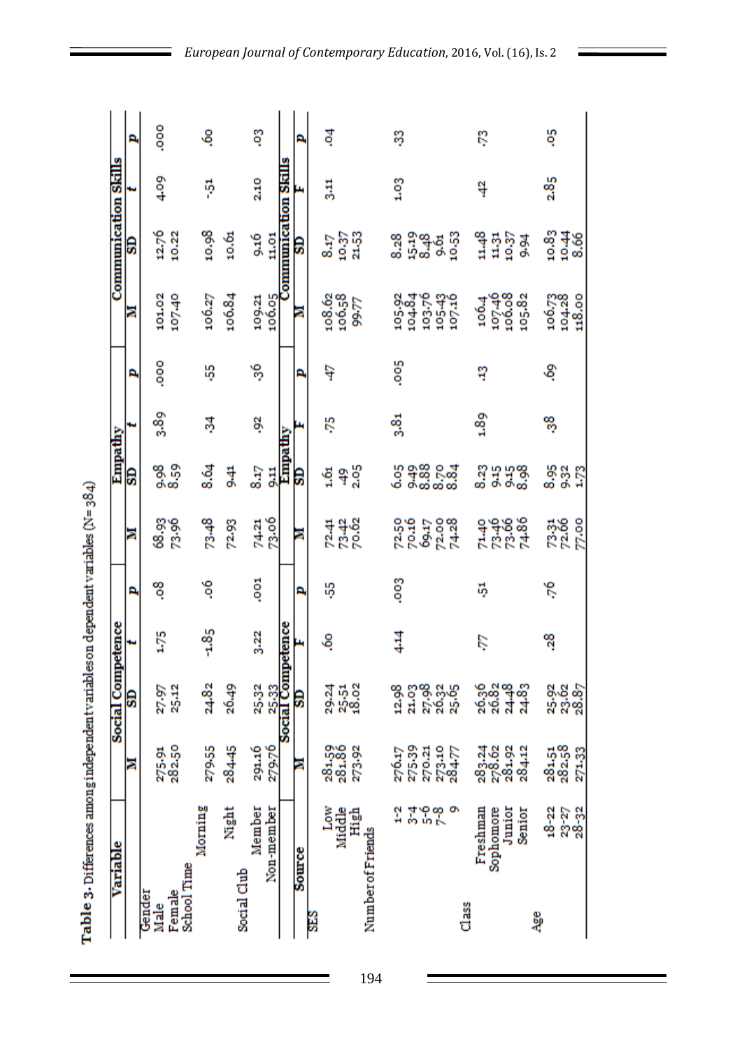**Table 3.** Differences among independent variables on dependent variables (N=384)

| Variable | | Social Competence | | | Empathy | | | | Communication Skills | | |
|---|---|---|---|---|---|---|---|---|---|---|---|
| | M | SD | t | p | M | SD | t | p | M | SD | t | p |
| Gender | | | | | | | | | | | | |
| Male | 275.91 | 27.97 | 1.75 | .08 | 68.93 | 9.98 | 3.89 | .000 | 101.02 | 12.76 | 4.09 | .000 |
| Female | 282.50 | 25.12 | | | 73.96 | 8.59 | | | 107.40 | 10.22 | | |
| School Time | | | | | | | | | | | | |
| Morning | 279.55 | 24.82 | -1.85 | .06 | 73.48 | 8.64 | .34 | .55 | 106.27 | 10.98 | -.51 | .60 |
| Night | 284.45 | 26.49 | | | 72.93 | 9.41 | | | 106.84 | 10.61 | | |
| Social Club | | | | | | | | | | | | |
| Member | 291.16 | 25.32 | 3.22 | .001 | 74.21 | 8.17 | .92 | .36 | 109.21 | 9.16 | 2.10 | .03 |
| Non-member | 279.76 | 25.33 | | | 73.06 | 9.11 | | | 106.05 | 11.01 | | |
| **Source** | **M** | **SD** | **F** | **p** | **M** | **SD** | **F** | **p** | **M** | **SD** | **F** | **p** |
| SES | | | | | | | | | | | | |
| Low | 281.59 | 29.24 | .60 | .55 | 72.41 | 1.61 | .75 | .47 | 108.62 | 8.17 | 3.11 | .04 |
| Middle | 281.86 | 25.51 | | | 73.42 | .49 | | | 106.58 | 10.37 | | |
| High | 273.92 | 18.02 | | | 70.62 | 2.05 | | | 99.77 | 21.53 | | |
| Number of Friends | | | | | | | | | | | | |
| 1-2 | 276.17 | 12.98 | 4.14 | .003 | 72.50 | 6.05 | 3.81 | .005 | 105.92 | 8.28 | 1.03 | .33 |
| 3-4 | 275.39 | 21.03 | | | 70.16 | 9.49 | | | 104.84 | 15.19 | | |
| 5-6 | 270.21 | 27.98 | | | 69.17 | 8.88 | | | 103.76 | 8.48 | | |
| 7-8 | 273.10 | 26.32 | | | 72.00 | 8.70 | | | 105.43 | 9.61 | | |
| 9 | 284.77 | 25.05 | | | 74.28 | 8.84 | | | 107.16 | 10.53 | | |
| Class | | | | | | | | | | | | |
| Freshman | 283.24 | 26.36 | .77 | .51 | 71.40 | 8.23 | 1.89 | .13 | 106.4 | 11.48 | .42 | .73 |
| Sophomore | 278.62 | 26.82 | | | 73.46 | 9.15 | | | 107.46 | 11.31 | | |
| Junior | 281.92 | 24.48 | | | 73.66 | 9.15 | | | 106.08 | 10.37 | | |
| Senior | 284.12 | 24.83 | | | 74.86 | 8.98 | | | 105.82 | 9.94 | | |
| Age | | | | | | | | | | | | |
| 18-22 | 281.51 | 25.92 | .28 | .76 | 73.31 | 8.95 | .38 | .69 | 106.73 | 10.83 | 2.85 | .05 |
| 23-27 | 282.58 | 23.62 | | | 72.66 | 9.32 | | | 104.28 | 10.44 | | |
| 28-32 | 271.33 | 28.87 | | | 77.00 | 1.73 | | | 118.00 | 8.66 | | |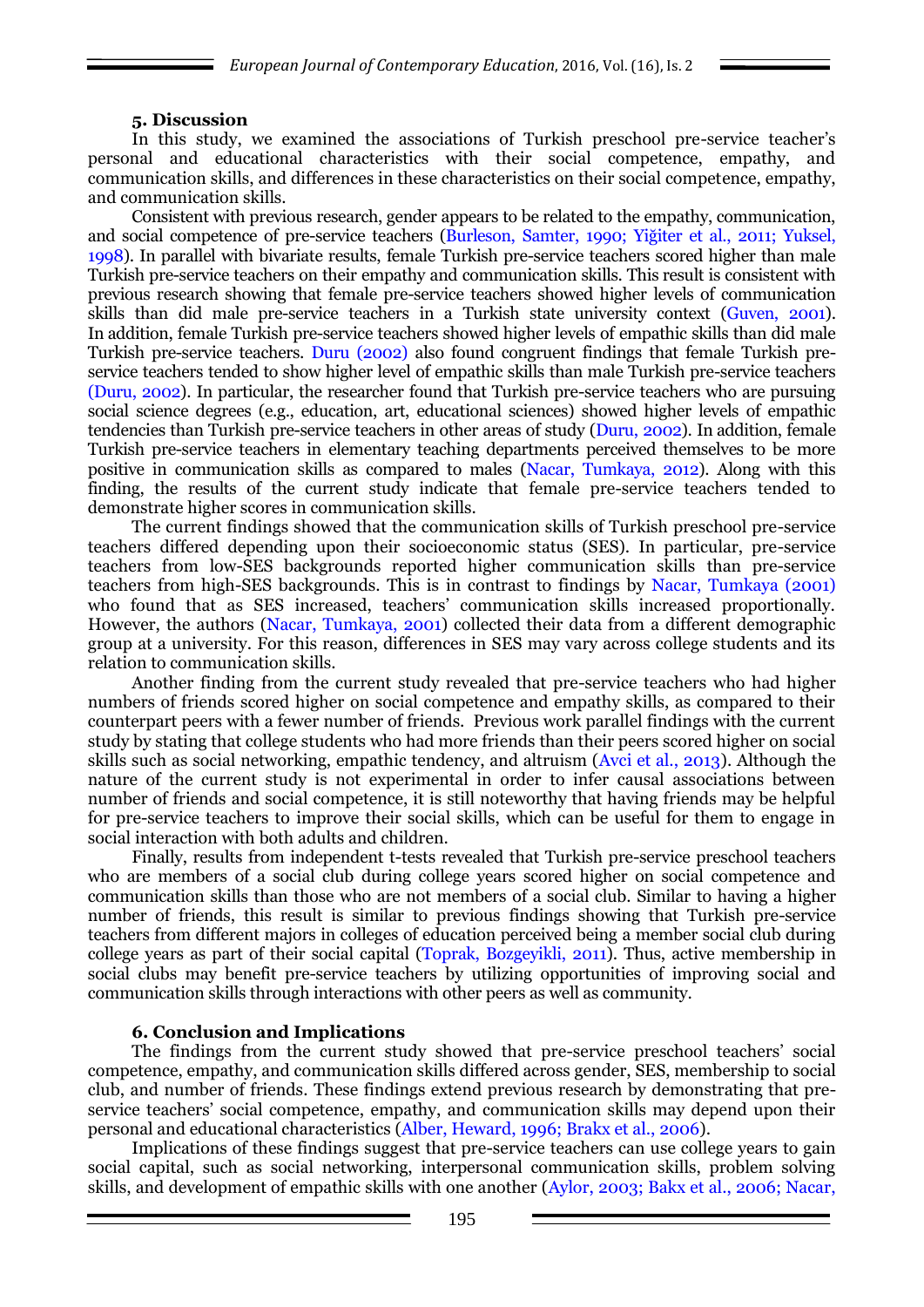## 5. Discussion

In this study, we examined the associations of Turkish preschool pre-service teacher's personal and educational characteristics with their social competence, empathy, and communication skills, and differences in these characteristics on their social competence, empathy, and communication skills.

Consistent with previous research, gender appears to be related to the empathy, communication, and social competence of pre-service teachers (Burleson, Samter, 1990; Yiğiter et al., 2011; Yuksel, 1998). In parallel with bivariate results, female Turkish pre-service teachers scored higher than male Turkish pre-service teachers on their empathy and communication skills. This result is consistent with previous research showing that female pre-service teachers showed higher levels of communication skills than did male pre-service teachers in a Turkish state university context (Guven, 2001). In addition, female Turkish pre-service teachers showed higher levels of empathic skills than did male Turkish pre-service teachers. Duru (2002) also found congruent findings that female Turkish pre-service teachers tended to show higher level of empathic skills than male Turkish pre-service teachers (Duru, 2002). In particular, the researcher found that Turkish pre-service teachers who are pursuing social science degrees (e.g., education, art, educational sciences) showed higher levels of empathic tendencies than Turkish pre-service teachers in other areas of study (Duru, 2002). In addition, female Turkish pre-service teachers in elementary teaching departments perceived themselves to be more positive in communication skills as compared to males (Nacar, Tumkaya, 2012). Along with this finding, the results of the current study indicate that female pre-service teachers tended to demonstrate higher scores in communication skills.

The current findings showed that the communication skills of Turkish preschool pre-service teachers differed depending upon their socioeconomic status (SES). In particular, pre-service teachers from low-SES backgrounds reported higher communication skills than pre-service teachers from high-SES backgrounds. This is in contrast to findings by Nacar, Tumkaya (2001) who found that as SES increased, teachers' communication skills increased proportionally. However, the authors (Nacar, Tumkaya, 2001) collected their data from a different demographic group at a university. For this reason, differences in SES may vary across college students and its relation to communication skills.

Another finding from the current study revealed that pre-service teachers who had higher numbers of friends scored higher on social competence and empathy skills, as compared to their counterpart peers with a fewer number of friends. Previous work parallel findings with the current study by stating that college students who had more friends than their peers scored higher on social skills such as social networking, empathic tendency, and altruism (Avci et al., 2013). Although the nature of the current study is not experimental in order to infer causal associations between number of friends and social competence, it is still noteworthy that having friends may be helpful for pre-service teachers to improve their social skills, which can be useful for them to engage in social interaction with both adults and children.

Finally, results from independent t-tests revealed that Turkish pre-service preschool teachers who are members of a social club during college years scored higher on social competence and communication skills than those who are not members of a social club. Similar to having a higher number of friends, this result is similar to previous findings showing that Turkish pre-service teachers from different majors in colleges of education perceived being a member social club during college years as part of their social capital (Toprak, Bozgeyikli, 2011). Thus, active membership in social clubs may benefit pre-service teachers by utilizing opportunities of improving social and communication skills through interactions with other peers as well as community.

## 6. Conclusion and Implications

The findings from the current study showed that pre-service preschool teachers' social competence, empathy, and communication skills differed across gender, SES, membership to social club, and number of friends. These findings extend previous research by demonstrating that pre-service teachers' social competence, empathy, and communication skills may depend upon their personal and educational characteristics (Alber, Heward, 1996; Brakx et al., 2006).

Implications of these findings suggest that pre-service teachers can use college years to gain social capital, such as social networking, interpersonal communication skills, problem solving skills, and development of empathic skills with one another (Aylor, 2003; Bakx et al., 2006; Nacar,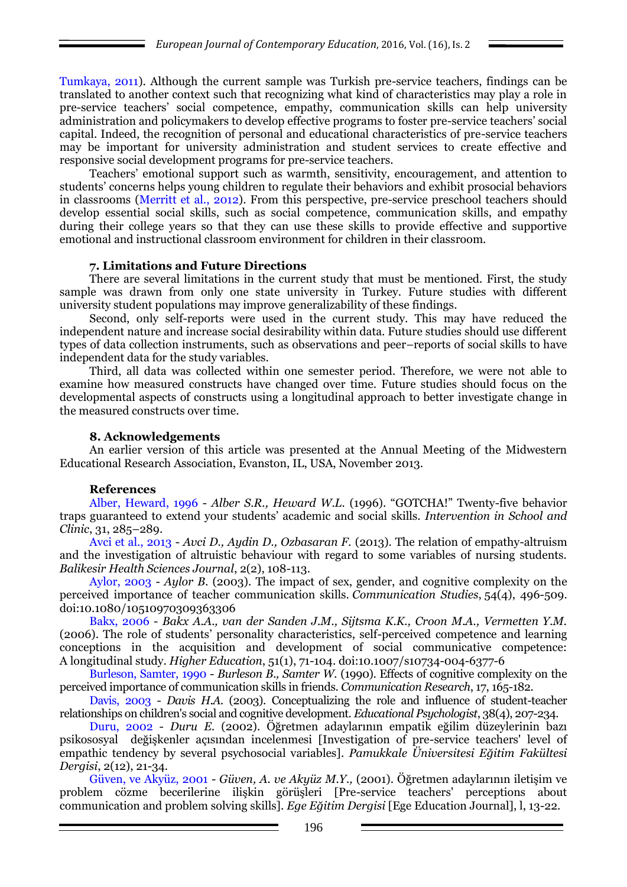Tumkaya, 2011). Although the current sample was Turkish pre-service teachers, findings can be translated to another context such that recognizing what kind of characteristics may play a role in pre-service teachers' social competence, empathy, communication skills can help university administration and policymakers to develop effective programs to foster pre-service teachers' social capital. Indeed, the recognition of personal and educational characteristics of pre-service teachers may be important for university administration and student services to create effective and responsive social development programs for pre-service teachers.

Teachers' emotional support such as warmth, sensitivity, encouragement, and attention to students' concerns helps young children to regulate their behaviors and exhibit prosocial behaviors in classrooms (Merritt et al., 2012). From this perspective, pre-service preschool teachers should develop essential social skills, such as social competence, communication skills, and empathy during their college years so that they can use these skills to provide effective and supportive emotional and instructional classroom environment for children in their classroom.

## 7. Limitations and Future Directions

There are several limitations in the current study that must be mentioned. First, the study sample was drawn from only one state university in Turkey. Future studies with different university student populations may improve generalizability of these findings.

Second, only self-reports were used in the current study. This may have reduced the independent nature and increase social desirability within data. Future studies should use different types of data collection instruments, such as observations and peer–reports of social skills to have independent data for the study variables.

Third, all data was collected within one semester period. Therefore, we were not able to examine how measured constructs have changed over time. Future studies should focus on the developmental aspects of constructs using a longitudinal approach to better investigate change in the measured constructs over time.

## 8. Acknowledgements

An earlier version of this article was presented at the Annual Meeting of the Midwestern Educational Research Association, Evanston, IL, USA, November 2013.

## References

Alber, Heward, 1996 - *Alber S.R., Heward W.L.* (1996). "GOTCHA!" Twenty-five behavior traps guaranteed to extend your students' academic and social skills. *Intervention in School and Clinic*, 31, 285–289.

Avci et al., 2013 - *Avci D., Aydin D., Ozbasaran F.* (2013). The relation of empathy-altruism and the investigation of altruistic behaviour with regard to some variables of nursing students. *Balikesir Health Sciences Journal*, 2(2), 108-113.

Aylor, 2003 - *Aylor B.* (2003). The impact of sex, gender, and cognitive complexity on the perceived importance of teacher communication skills. *Communication Studies*, 54(4), 496-509. doi:10.1080/10510970309363306

Bakx, 2006 - *Bakx A.A., van der Sanden J.M., Sijtsma K.K., Croon M.A., Vermetten Y.M.* (2006). The role of students' personality characteristics, self-perceived competence and learning conceptions in the acquisition and development of social communicative competence: A longitudinal study. *Higher Education*, 51(1), 71-104. doi:10.1007/s10734-004-6377-6

Burleson, Samter, 1990 - *Burleson B., Samter W.* (1990). Effects of cognitive complexity on the perceived importance of communication skills in friends. *Communication Research*, 17, 165-182.

Davis, 2003 - *Davis H.A.* (2003). Conceptualizing the role and influence of student-teacher relationships on children's social and cognitive development. *Educational Psychologist*, 38(4), 207-234.

Duru, 2002 - *Duru E.* (2002). Öğretmen adaylarının empatik eğilim düzeylerinin bazı psikososyal değişkenler açısından incelenmesi [Investigation of pre-service teachers' level of empathic tendency by several psychosocial variables]. *Pamukkale Üniversitesi Eğitim Fakültesi Dergisi*, 2(12), 21-34.

Güven, ve Akyüz, 2001 - *Güven, A. ve Akyüz M.Y.,* (2001). Öğretmen adaylarının iletişim ve problem çözme becerilerine ilişkin görüşleri [Pre-service teachers' perceptions about communication and problem solving skills]. *Ege Eğitim Dergisi* [Ege Education Journal], l, 13-22.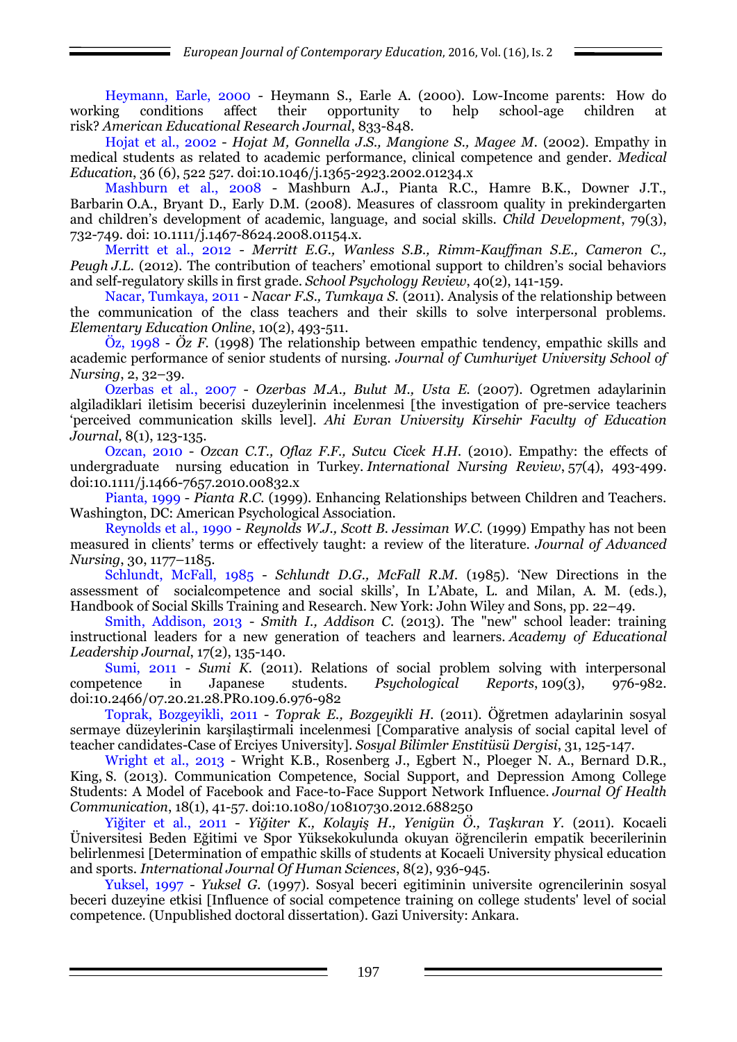Heymann, Earle, 2000 - Heymann S., Earle A. (2000). Low-Income parents: How do working conditions affect their opportunity to help school-age children at risk? *American Educational Research Journal*, 833-848.

Hojat et al., 2002 - *Hojat M, Gonnella J.S., Mangione S., Magee M.* (2002). Empathy in medical students as related to academic performance, clinical competence and gender. *Medical Education*, 36 (6), 522 527. doi:10.1046/j.1365-2923.2002.01234.x

Mashburn et al., 2008 - Mashburn A.J., Pianta R.C., Hamre B.K., Downer J.T., Barbarin O.A., Bryant D., Early D.M. (2008). Measures of classroom quality in prekindergarten and children's development of academic, language, and social skills. *Child Development*, 79(3), 732-749. doi: 10.1111/j.1467-8624.2008.01154.x.

Merritt et al., 2012 - *Merritt E.G., Wanless S.B., Rimm-Kauffman S.E., Cameron C., Peugh J.L.* (2012). The contribution of teachers' emotional support to children's social behaviors and self-regulatory skills in first grade. *School Psychology Review*, 40(2), 141-159.

Nacar, Tumkaya, 2011 - *Nacar F.S., Tumkaya S.* (2011). Analysis of the relationship between the communication of the class teachers and their skills to solve interpersonal problems. *Elementary Education Online*, 10(2), 493-511.

Öz, 1998 - *Öz F.* (1998) The relationship between empathic tendency, empathic skills and academic performance of senior students of nursing. *Journal of Cumhuriyet University School of Nursing*, 2, 32–39.

Ozerbas et al., 2007 - *Ozerbas M.A., Bulut M., Usta E.* (2007). Ogretmen adaylarinin algiladiklari iletisim becerisi duzeylerinin incelenmesi [the investigation of pre-service teachers 'perceived communication skills level]. *Ahi Evran University Kirsehir Faculty of Education Journal*, 8(1), 123-135.

Ozcan, 2010 - *Ozcan C.T., Oflaz F.F., Sutcu Cicek H.H.* (2010). Empathy: the effects of undergraduate nursing education in Turkey. *International Nursing Review*, 57(4), 493-499. doi:10.1111/j.1466-7657.2010.00832.x

Pianta, 1999 - *Pianta R.C.* (1999). Enhancing Relationships between Children and Teachers. Washington, DC: American Psychological Association.

Reynolds et al., 1990 - *Reynolds W.J., Scott B. Jessiman W.C.* (1999) Empathy has not been measured in clients' terms or effectively taught: a review of the literature. *Journal of Advanced Nursing*, 30, 1177–1185.

Schlundt, McFall, 1985 - *Schlundt D.G., McFall R.M.* (1985). 'New Directions in the assessment of socialcompetence and social skills', In L'Abate, L. and Milan, A. M. (eds.), Handbook of Social Skills Training and Research. New York: John Wiley and Sons, pp. 22–49.

Smith, Addison, 2013 - *Smith I., Addison C.* (2013). The "new" school leader: training instructional leaders for a new generation of teachers and learners. *Academy of Educational Leadership Journal*, 17(2), 135-140.

Sumi, 2011 - *Sumi K.* (2011). Relations of social problem solving with interpersonal competence in Japanese students. *Psychological Reports*, 109(3), 976-982. doi:10.2466/07.20.21.28.PR0.109.6.976-982

Toprak, Bozgeyikli, 2011 - *Toprak E., Bozgeyikli H.* (2011). Öğretmen adaylarinin sosyal sermaye düzeylerinin karşilaştirmali incelenmesi [Comparative analysis of social capital level of teacher candidates-Case of Erciyes University]. *Sosyal Bilimler Enstitüsü Dergisi*, 31, 125-147.

Wright et al., 2013 - Wright K.B., Rosenberg J., Egbert N., Ploeger N. A., Bernard D.R., King, S. (2013). Communication Competence, Social Support, and Depression Among College Students: A Model of Facebook and Face-to-Face Support Network Influence. *Journal Of Health Communication*, 18(1), 41-57. doi:10.1080/10810730.2012.688250

Yiğiter et al., 2011 - *Yiğiter K., Kolayiş H., Yenigün Ö., Taşkıran Y.* (2011). Kocaeli Üniversitesi Beden Eğitimi ve Spor Yüksekokulunda okuyan öğrencilerin empatik becerilerinin belirlenmesi [Determination of empathic skills of students at Kocaeli University physical education and sports. *International Journal Of Human Sciences*, 8(2), 936-945.

Yuksel, 1997 - *Yuksel G.* (1997). Sosyal beceri egitiminin universite ogrencilerinin sosyal beceri duzeyine etkisi [Influence of social competence training on college students' level of social competence. (Unpublished doctoral dissertation). Gazi University: Ankara.